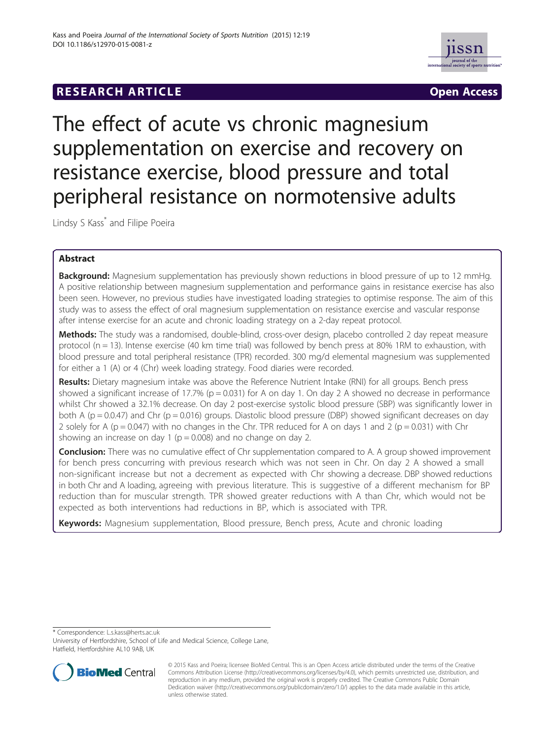RESEARCH ARTICLE

Open Access

# The effect of acute vs chronic magnesium supplementation on exercise and recovery on resistance exercise, blood pressure and total peripheral resistance on normotensive adults

Lindsy S Kass* and Filipe Poeira

## Abstract

**Background:** Magnesium supplementation has previously shown reductions in blood pressure of up to 12 mmHg. A positive relationship between magnesium supplementation and performance gains in resistance exercise has also been seen. However, no previous studies have investigated loading strategies to optimise response. The aim of this study was to assess the effect of oral magnesium supplementation on resistance exercise and vascular response after intense exercise for an acute and chronic loading strategy on a 2-day repeat protocol.

**Methods:** The study was a randomised, double-blind, cross-over design, placebo controlled 2 day repeat measure protocol (n = 13). Intense exercise (40 km time trial) was followed by bench press at 80% 1RM to exhaustion, with blood pressure and total peripheral resistance (TPR) recorded. 300 mg/d elemental magnesium was supplemented for either a 1 (A) or 4 (Chr) week loading strategy. Food diaries were recorded.

**Results:** Dietary magnesium intake was above the Reference Nutrient Intake (RNI) for all groups. Bench press showed a significant increase of 17.7% (p = 0.031) for A on day 1. On day 2 A showed no decrease in performance whilst Chr showed a 32.1% decrease. On day 2 post-exercise systolic blood pressure (SBP) was significantly lower in both A (p = 0.0.47) and Chr (p = 0.016) groups. Diastolic blood pressure (DBP) showed significant decreases on day 2 solely for A (p = 0.047) with no changes in the Chr. TPR reduced for A on days 1 and 2 (p = 0.031) with Chr showing an increase on day 1 (p = 0.008) and no change on day 2.

**Conclusion:** There was no cumulative effect of Chr supplementation compared to A. A group showed improvement for bench press concurring with previous research which was not seen in Chr. On day 2 A showed a small non-significant increase but not a decrement as expected with Chr showing a decrease. DBP showed reductions in both Chr and A loading, agreeing with previous literature. This is suggestive of a different mechanism for BP reduction than for muscular strength. TPR showed greater reductions with A than Chr, which would not be expected as both interventions had reductions in BP, which is associated with TPR.

**Keywords:** Magnesium supplementation, Blood pressure, Bench press, Acute and chronic loading

* Correspondence: L.s.kass@herts.ac.uk
University of Hertfordshire, School of Life and Medical Science, College Lane, Hatfield, Hertfordshire AL10 9AB, UK

© 2015 Kass and Poeira; licensee BioMed Central. This is an Open Access article distributed under the terms of the Creative Commons Attribution License (http://creativecommons.org/licenses/by/4.0), which permits unrestricted use, distribution, and reproduction in any medium, provided the original work is properly credited. The Creative Commons Public Domain Dedication waiver (http://creativecommons.org/publicdomain/zero/1.0/) applies to the data made available in this article, unless otherwise stated.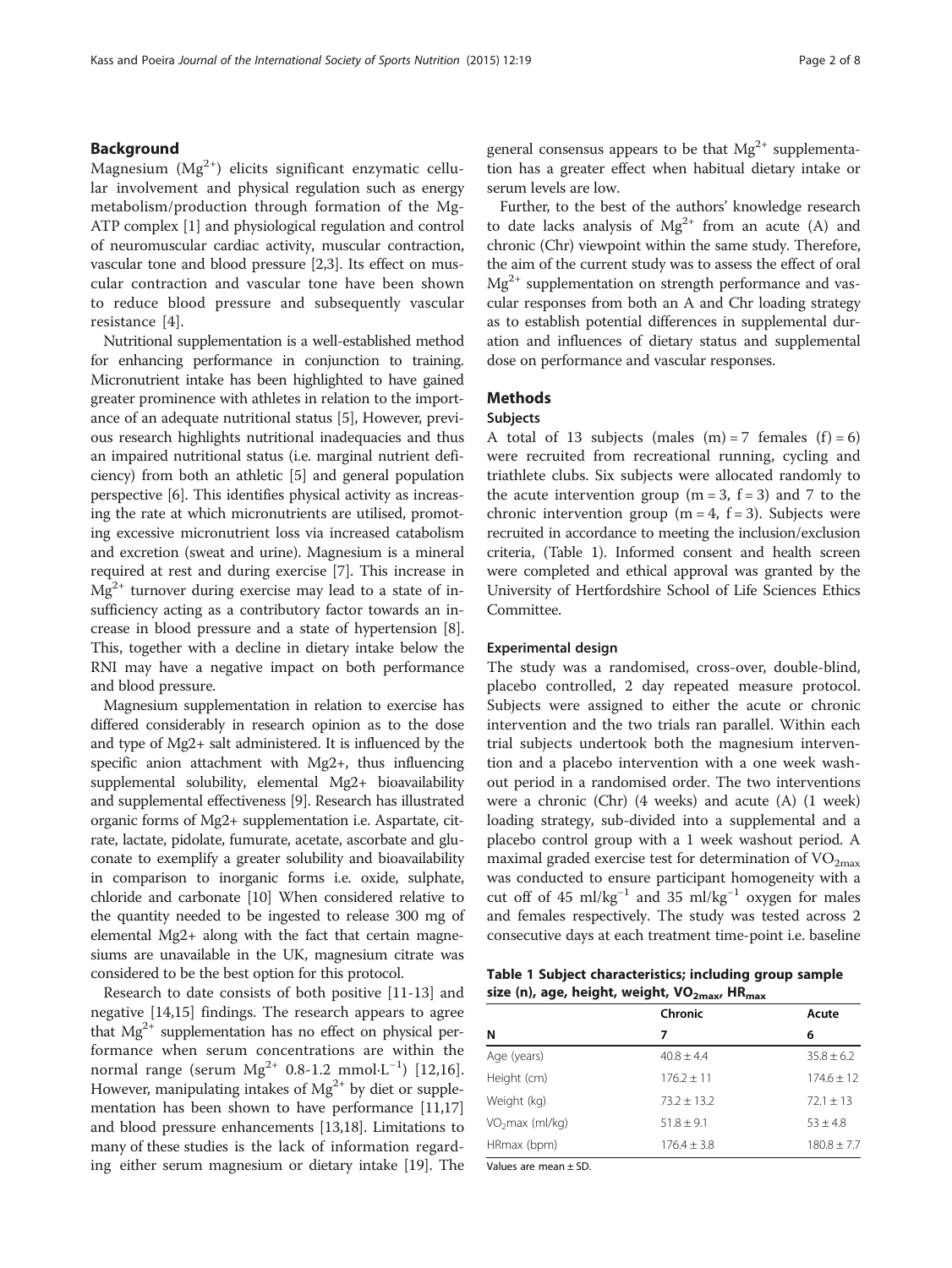## Background

Magnesium ($Mg^{2+}$) elicits significant enzymatic cellular involvement and physical regulation such as energy metabolism/production through formation of the Mg-ATP complex [1] and physiological regulation and control of neuromuscular cardiac activity, muscular contraction, vascular tone and blood pressure [2,3]. Its effect on muscular contraction and vascular tone have been shown to reduce blood pressure and subsequently vascular resistance [4].

Nutritional supplementation is a well-established method for enhancing performance in conjunction to training. Micronutrient intake has been highlighted to have gained greater prominence with athletes in relation to the importance of an adequate nutritional status [5], However, previous research highlights nutritional inadequacies and thus an impaired nutritional status (i.e. marginal nutrient deficiency) from both an athletic [5] and general population perspective [6]. This identifies physical activity as increasing the rate at which micronutrients are utilised, promoting excessive micronutrient loss via increased catabolism and excretion (sweat and urine). Magnesium is a mineral required at rest and during exercise [7]. This increase in $Mg^{2+}$ turnover during exercise may lead to a state of insufficiency acting as a contributory factor towards an increase in blood pressure and a state of hypertension [8]. This, together with a decline in dietary intake below the RNI may have a negative impact on both performance and blood pressure.

Magnesium supplementation in relation to exercise has differed considerably in research opinion as to the dose and type of Mg2+ salt administered. It is influenced by the specific anion attachment with Mg2+, thus influencing supplemental solubility, elemental Mg2+ bioavailability and supplemental effectiveness [9]. Research has illustrated organic forms of Mg2+ supplementation i.e. Aspartate, citrate, lactate, pidolate, fumurate, acetate, ascorbate and gluconate to exemplify a greater solubility and bioavailability in comparison to inorganic forms i.e. oxide, sulphate, chloride and carbonate [10] When considered relative to the quantity needed to be ingested to release 300 mg of elemental Mg2+ along with the fact that certain magnesiums are unavailable in the UK, magnesium citrate was considered to be the best option for this protocol.

Research to date consists of both positive [11-13] and negative [14,15] findings. The research appears to agree that $Mg^{2+}$ supplementation has no effect on physical performance when serum concentrations are within the normal range (serum $Mg^{2+}$ 0.8-1.2 $mmol{\cdot}L^{-1}$) [12,16]. However, manipulating intakes of $Mg^{2+}$ by diet or supplementation has been shown to have performance [11,17] and blood pressure enhancements [13,18]. Limitations to many of these studies is the lack of information regarding either serum magnesium or dietary intake [19]. The general consensus appears to be that $Mg^{2+}$ supplementation has a greater effect when habitual dietary intake or serum levels are low.

Further, to the best of the authors' knowledge research to date lacks analysis of $Mg^{2+}$ from an acute (A) and chronic (Chr) viewpoint within the same study. Therefore, the aim of the current study was to assess the effect of oral $Mg^{2+}$ supplementation on strength performance and vascular responses from both an A and Chr loading strategy as to establish potential differences in supplemental duration and influences of dietary status and supplemental dose on performance and vascular responses.

## Methods

### Subjects

A total of 13 subjects (males (m) = 7 females (f) = 6) were recruited from recreational running, cycling and triathlete clubs. Six subjects were allocated randomly to the acute intervention group (m = 3, f = 3) and 7 to the chronic intervention group (m = 4, f = 3). Subjects were recruited in accordance to meeting the inclusion/exclusion criteria, (Table 1). Informed consent and health screen were completed and ethical approval was granted by the University of Hertfordshire School of Life Sciences Ethics Committee.

### Experimental design

The study was a randomised, cross-over, double-blind, placebo controlled, 2 day repeated measure protocol. Subjects were assigned to either the acute or chronic intervention and the two trials ran parallel. Within each trial subjects undertook both the magnesium intervention and a placebo intervention with a one week washout period in a randomised order. The two interventions were a chronic (Chr) (4 weeks) and acute (A) (1 week) loading strategy, sub-divided into a supplemental and a placebo control group with a 1 week washout period. A maximal graded exercise test for determination of $VO_{2max}$ was conducted to ensure participant homogeneity with a cut off of 45 $ml/kg^{-1}$ and 35 $ml/kg^{-1}$ oxygen for males and females respectively. The study was tested across 2 consecutive days at each treatment time-point i.e. baseline

**Table 1 Subject characteristics; including group sample size (n), age, height, weight, $VO_{2max}$, $HR_{max}$**

| | Chronic | Acute |
|---|---|---|
| N | 7 | 6 |
| Age (years) | 40.8 ± 4.4 | 35.8 ± 6.2 |
| Height (cm) | 176.2 ± 11 | 174.6 ± 12 |
| Weight (kg) | 73.2 ± 13.2 | 72.1 ± 13 |
| $VO_2$max (ml/kg) | 51.8 ± 9.1 | 53 ± 4.8 |
| HRmax (bpm) | 176.4 ± 3.8 | 180.8 ± 7.7 |

Values are mean ± SD.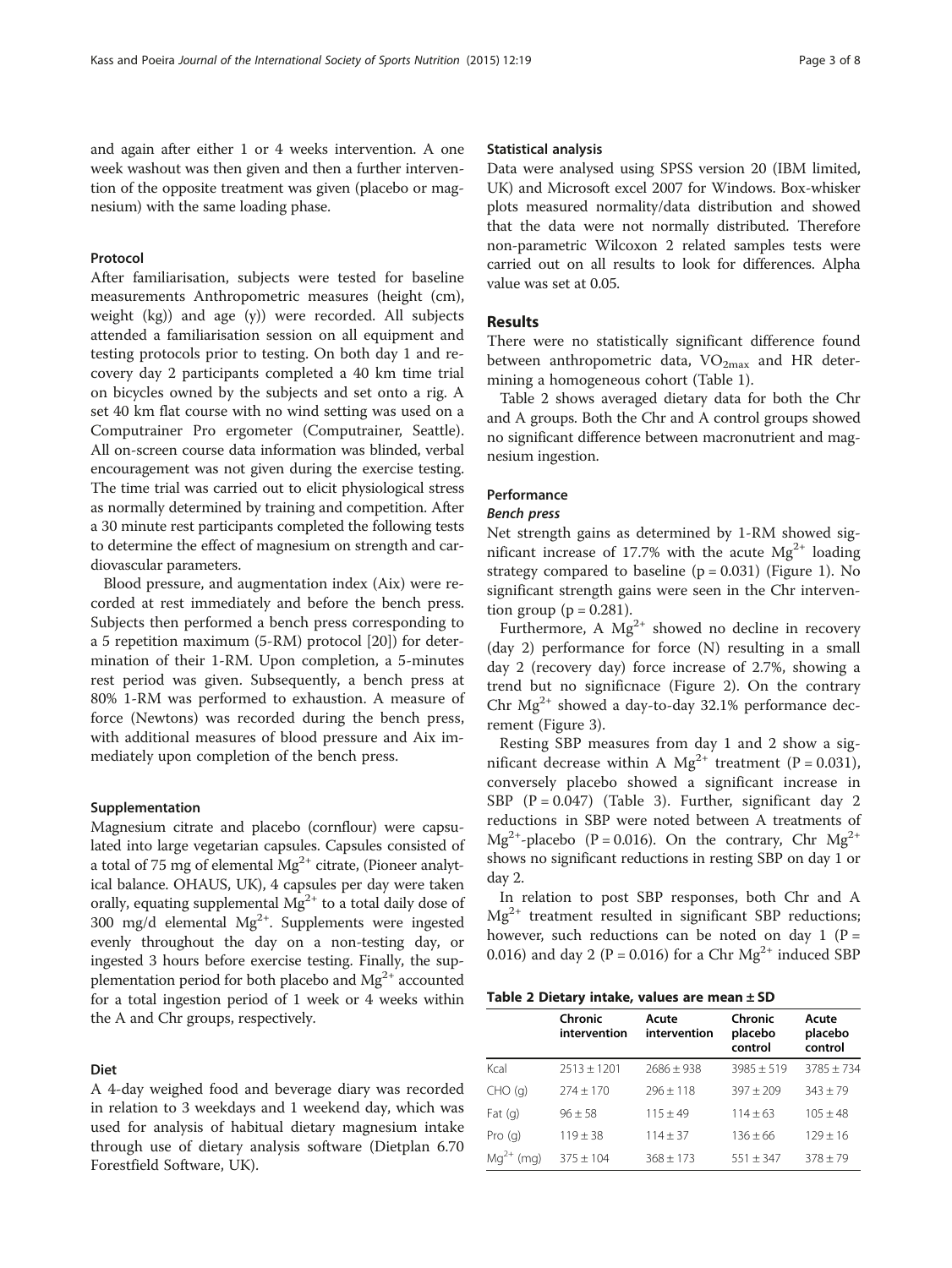and again after either 1 or 4 weeks intervention. A one week washout was then given and then a further intervention of the opposite treatment was given (placebo or magnesium) with the same loading phase.

### Protocol

After familiarisation, subjects were tested for baseline measurements Anthropometric measures (height (cm), weight (kg)) and age (y)) were recorded. All subjects attended a familiarisation session on all equipment and testing protocols prior to testing. On both day 1 and recovery day 2 participants completed a 40 km time trial on bicycles owned by the subjects and set onto a rig. A set 40 km flat course with no wind setting was used on a Computrainer Pro ergometer (Computrainer, Seattle). All on-screen course data information was blinded, verbal encouragement was not given during the exercise testing. The time trial was carried out to elicit physiological stress as normally determined by training and competition. After a 30 minute rest participants completed the following tests to determine the effect of magnesium on strength and cardiovascular parameters.

Blood pressure, and augmentation index (Aix) were recorded at rest immediately and before the bench press. Subjects then performed a bench press corresponding to a 5 repetition maximum (5-RM) protocol [20]) for determination of their 1-RM. Upon completion, a 5-minutes rest period was given. Subsequently, a bench press at 80% 1-RM was performed to exhaustion. A measure of force (Newtons) was recorded during the bench press, with additional measures of blood pressure and Aix immediately upon completion of the bench press.

### Supplementation

Magnesium citrate and placebo (cornflour) were capsulated into large vegetarian capsules. Capsules consisted of a total of 75 mg of elemental $Mg^{2+}$ citrate, (Pioneer analytical balance. OHAUS, UK), 4 capsules per day were taken orally, equating supplemental $Mg^{2+}$ to a total daily dose of 300 mg/d elemental $Mg^{2+}$. Supplements were ingested evenly throughout the day on a non-testing day, or ingested 3 hours before exercise testing. Finally, the supplementation period for both placebo and $Mg^{2+}$ accounted for a total ingestion period of 1 week or 4 weeks within the A and Chr groups, respectively.

### Diet

A 4-day weighed food and beverage diary was recorded in relation to 3 weekdays and 1 weekend day, which was used for analysis of habitual dietary magnesium intake through use of dietary analysis software (Dietplan 6.70 Forestfield Software, UK).

### Statistical analysis

Data were analysed using SPSS version 20 (IBM limited, UK) and Microsoft excel 2007 for Windows. Box-whisker plots measured normality/data distribution and showed that the data were not normally distributed. Therefore non-parametric Wilcoxon 2 related samples tests were carried out on all results to look for differences. Alpha value was set at 0.05.

## Results

There were no statistically significant difference found between anthropometric data, $VO_{2max}$ and HR determining a homogeneous cohort (Table 1).

Table 2 shows averaged dietary data for both the Chr and A groups. Both the Chr and A control groups showed no significant difference between macronutrient and magnesium ingestion.

### Performance

#### *Bench press*

Net strength gains as determined by 1-RM showed significant increase of 17.7% with the acute $Mg^{2+}$ loading strategy compared to baseline ($p = 0.031$) (Figure 1). No significant strength gains were seen in the Chr intervention group ($p = 0.281$).

Furthermore, A $Mg^{2+}$ showed no decline in recovery (day 2) performance for force (N) resulting in a small day 2 (recovery day) force increase of 2.7%, showing a trend but no significnace (Figure 2). On the contrary Chr $Mg^{2+}$ showed a day-to-day 32.1% performance decrement (Figure 3).

Resting SBP measures from day 1 and 2 show a significant decrease within A $Mg^{2+}$ treatment ($P = 0.031$), conversely placebo showed a significant increase in SBP ($P = 0.047$) (Table 3). Further, significant day 2 reductions in SBP were noted between A treatments of $Mg^{2+}$-placebo ($P = 0.016$). On the contrary, Chr $Mg^{2+}$ shows no significant reductions in resting SBP on day 1 or day 2.

In relation to post SBP responses, both Chr and A $Mg^{2+}$ treatment resulted in significant SBP reductions; however, such reductions can be noted on day 1 ($P = 0.016$) and day 2 ($P = 0.016$) for a Chr $Mg^{2+}$ induced SBP

**Table 2 Dietary intake, values are mean ± SD**

| | Chronic intervention | Acute intervention | Chronic placebo control | Acute placebo control |
|---|---|---|---|---|
| Kcal | 2513 ± 1201 | 2686 ± 938 | 3985 ± 519 | 3785 ± 734 |
| CHO (g) | 274 ± 170 | 296 ± 118 | 397 ± 209 | 343 ± 79 |
| Fat (g) | 96 ± 58 | 115 ± 49 | 114 ± 63 | 105 ± 48 |
| Pro (g) | 119 ± 38 | 114 ± 37 | 136 ± 66 | 129 ± 16 |
| $Mg^{2+}$ (mg) | 375 ± 104 | 368 ± 173 | 551 ± 347 | 378 ± 79 |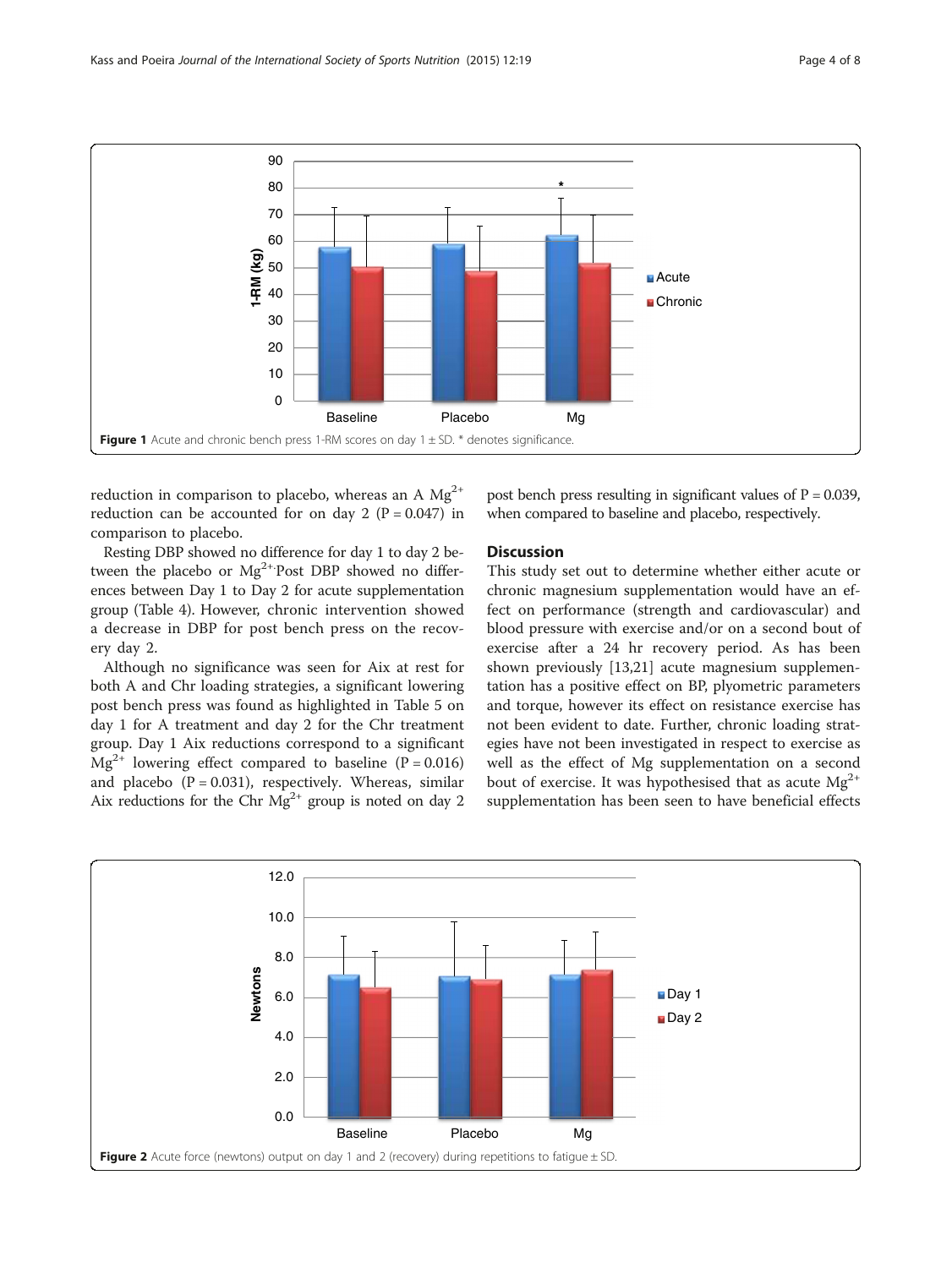Figure 1 Acute and chronic bench press 1-RM scores on day 1 ± SD. * denotes significance.

reduction in comparison to placebo, whereas an A $Mg^{2+}$ reduction can be accounted for on day 2 (P = 0.047) in comparison to placebo.

Resting DBP showed no difference for day 1 to day 2 between the placebo or $Mg^{2+}$ Post DBP showed no differences between Day 1 to Day 2 for acute supplementation group (Table 4). However, chronic intervention showed a decrease in DBP for post bench press on the recovery day 2.

Although no significance was seen for Aix at rest for both A and Chr loading strategies, a significant lowering post bench press was found as highlighted in Table 5 on day 1 for A treatment and day 2 for the Chr treatment group. Day 1 Aix reductions correspond to a significant $Mg^{2+}$ lowering effect compared to baseline (P = 0.016) and placebo (P = 0.031), respectively. Whereas, similar Aix reductions for the Chr $Mg^{2+}$ group is noted on day 2 post bench press resulting in significant values of P = 0.039, when compared to baseline and placebo, respectively.

## Discussion

This study set out to determine whether either acute or chronic magnesium supplementation would have an effect on performance (strength and cardiovascular) and blood pressure with exercise and/or on a second bout of exercise after a 24 hr recovery period. As has been shown previously [13,21] acute magnesium supplementation has a positive effect on BP, plyometric parameters and torque, however its effect on resistance exercise has not been evident to date. Further, chronic loading strategies have not been investigated in respect to exercise as well as the effect of Mg supplementation on a second bout of exercise. It was hypothesised that as acute $Mg^{2+}$ supplementation has been seen to have beneficial effects

Figure 2 Acute force (newtons) output on day 1 and 2 (recovery) during repetitions to fatigue ± SD.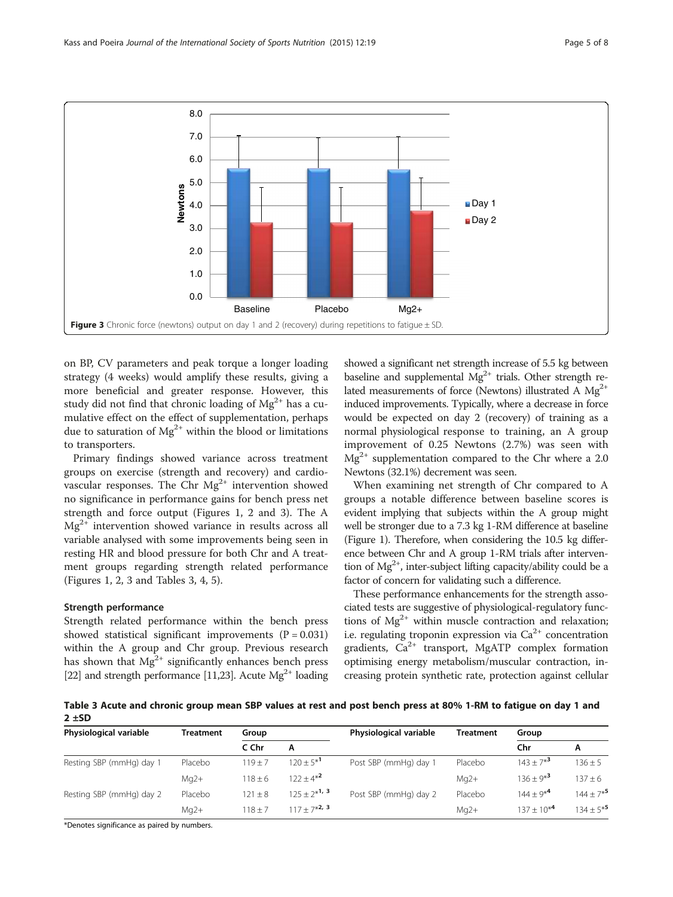Figure 3 Chronic force (newtons) output on day 1 and 2 (recovery) during repetitions to fatigue ± SD.

on BP, CV parameters and peak torque a longer loading strategy (4 weeks) would amplify these results, giving a more beneficial and greater response. However, this study did not find that chronic loading of $Mg^{2+}$ has a cumulative effect on the effect of supplementation, perhaps due to saturation of $Mg^{2+}$ within the blood or limitations to transporters.

Primary findings showed variance across treatment groups on exercise (strength and recovery) and cardiovascular responses. The Chr $Mg^{2+}$ intervention showed no significance in performance gains for bench press net strength and force output (Figures 1, 2 and 3). The A $Mg^{2+}$ intervention showed variance in results across all variable analysed with some improvements being seen in resting HR and blood pressure for both Chr and A treatment groups regarding strength related performance (Figures 1, 2, 3 and Tables 3, 4, 5).

### Strength performance

Strength related performance within the bench press showed statistical significant improvements ($P = 0.031$) within the A group and Chr group. Previous research has shown that $Mg^{2+}$ significantly enhances bench press [22] and strength performance [11,23]. Acute $Mg^{2+}$ loading showed a significant net strength increase of 5.5 kg between baseline and supplemental $Mg^{2+}$ trials. Other strength related measurements of force (Newtons) illustrated A $Mg^{2+}$ induced improvements. Typically, where a decrease in force would be expected on day 2 (recovery) of training as a normal physiological response to training, an A group improvement of 0.25 Newtons (2.7%) was seen with $Mg^{2+}$ supplementation compared to the Chr where a 2.0 Newtons (32.1%) decrement was seen.

When examining net strength of Chr compared to A groups a notable difference between baseline scores is evident implying that subjects within the A group might well be stronger due to a 7.3 kg 1-RM difference at baseline (Figure 1). Therefore, when considering the 10.5 kg difference between Chr and A group 1-RM trials after intervention of $Mg^{2+}$, inter-subject lifting capacity/ability could be a factor of concern for validating such a difference.

These performance enhancements for the strength associated tests are suggestive of physiological-regulatory functions of $Mg^{2+}$ within muscle contraction and relaxation; i.e. regulating troponin expression via $Ca^{2+}$ concentration gradients, $Ca^{2+}$ transport, MgATP complex formation optimising energy metabolism/muscular contraction, increasing protein synthetic rate, protection against cellular

**Table 3 Acute and chronic group mean SBP values at rest and post bench press at 80% 1-RM to fatigue on day 1 and 2 ±SD**

| Physiological variable | Treatment | Group | | Physiological variable | Treatment | Group | |
|---|---|---|---|---|---|---|---|
| | | C Chr | A | | | Chr | A |
| Resting SBP (mmHg) day 1 | Placebo | 119 ± 7 | 120 ± 5*1 | Post SBP (mmHg) day 1 | Placebo | 143 ± 7*3 | 136 ± 5 |
| | Mg2+ | 118 ± 6 | 122 ± 4*2 | | Mg2+ | 136 ± 9*3 | 137 ± 6 |
| Resting SBP (mmHg) day 2 | Placebo | 121 ± 8 | 125 ± 2*1, 3 | Post SBP (mmHg) day 2 | Placebo | 144 ± 9*4 | 144 ± 7*5 |
| | Mg2+ | 118 ± 7 | 117 ± 7*2, 3 | | Mg2+ | 137 ± 10*4 | 134 ± 5*5 |

*Denotes significance as paired by numbers.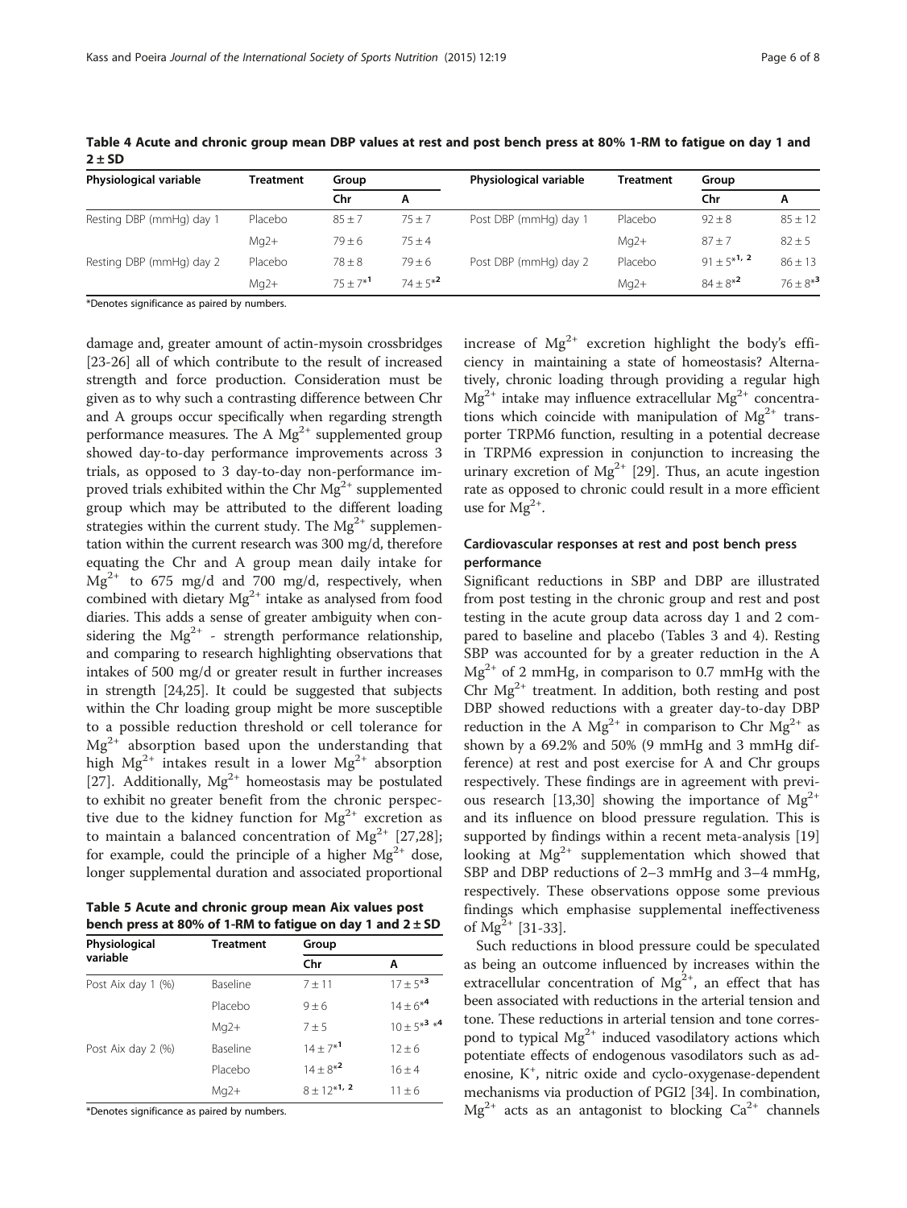**Table 4 Acute and chronic group mean DBP values at rest and post bench press at 80% 1-RM to fatigue on day 1 and 2 ± SD**

| Physiological variable | Treatment | Group | | Physiological variable | Treatment | Group | |
|---|---|---|---|---|---|---|---|
| | | Chr | A | | | Chr | A |
| Resting DBP (mmHg) day 1 | Placebo | 85 ± 7 | 75 ± 7 | Post DBP (mmHg) day 1 | Placebo | 92 ± 8 | 85 ± 12 |
| | Mg2+ | 79 ± 6 | 75 ± 4 | | Mg2+ | 87 ± 7 | 82 ± 5 |
| Resting DBP (mmHg) day 2 | Placebo | 78 ± 8 | 79 ± 6 | Post DBP (mmHg) day 2 | Placebo | 91 ± 5*1, 2 | 86 ± 13 |
| | Mg2+ | 75 ± 7*1 | 74 ± 5*2 | | Mg2+ | 84 ± 8*2 | 76 ± 8*3 |

*Denotes significance as paired by numbers.

damage and, greater amount of actin-mysoin crossbridges [23-26] all of which contribute to the result of increased strength and force production. Consideration must be given as to why such a contrasting difference between Chr and A groups occur specifically when regarding strength performance measures. The A $Mg^{2+}$ supplemented group showed day-to-day performance improvements across 3 trials, as opposed to 3 day-to-day non-performance improved trials exhibited within the Chr $Mg^{2+}$ supplemented group which may be attributed to the different loading strategies within the current study. The $Mg^{2+}$ supplementation within the current research was 300 mg/d, therefore equating the Chr and A group mean daily intake for $Mg^{2+}$ to 675 mg/d and 700 mg/d, respectively, when combined with dietary $Mg^{2+}$ intake as analysed from food diaries. This adds a sense of greater ambiguity when considering the $Mg^{2+}$ - strength performance relationship, and comparing to research highlighting observations that intakes of 500 mg/d or greater result in further increases in strength [24,25]. It could be suggested that subjects within the Chr loading group might be more susceptible to a possible reduction threshold or cell tolerance for $Mg^{2+}$ absorption based upon the understanding that high $Mg^{2+}$ intakes result in a lower $Mg^{2+}$ absorption [27]. Additionally, $Mg^{2+}$ homeostasis may be postulated to exhibit no greater benefit from the chronic perspective due to the kidney function for $Mg^{2+}$ excretion as to maintain a balanced concentration of $Mg^{2+}$ [27,28]; for example, could the principle of a higher $Mg^{2+}$ dose, longer supplemental duration and associated proportional increase of $Mg^{2+}$ excretion highlight the body's efficiency in maintaining a state of homeostasis? Alternatively, chronic loading through providing a regular high $Mg^{2+}$ intake may influence extracellular $Mg^{2+}$ concentrations which coincide with manipulation of $Mg^{2+}$ transporter TRPM6 function, resulting in a potential decrease in TRPM6 expression in conjunction to increasing the urinary excretion of $Mg^{2+}$ [29]. Thus, an acute ingestion rate as opposed to chronic could result in a more efficient use for $Mg^{2+}$.

**Table 5 Acute and chronic group mean Aix values post bench press at 80% of 1-RM to fatigue on day 1 and 2 ± SD**

| Physiological variable | Treatment | Group | |
|---|---|---|---|
| | | Chr | A |
| Post Aix day 1 (%) | Baseline | 7 ± 11 | 17 ± 5*3 |
| | Placebo | 9 ± 6 | 14 ± 6*4 |
| | Mg2+ | 7 ± 5 | 10 ± 5*3 *4 |
| Post Aix day 2 (%) | Baseline | 14 ± 7*1 | 12 ± 6 |
| | Placebo | 14 ± 8*2 | 16 ± 4 |
| | Mg2+ | 8 ± 12*1, 2 | 11 ± 6 |

*Denotes significance as paired by numbers.

## Cardiovascular responses at rest and post bench press performance

Significant reductions in SBP and DBP are illustrated from post testing in the chronic group and rest and post testing in the acute group data across day 1 and 2 compared to baseline and placebo (Tables 3 and 4). Resting SBP was accounted for by a greater reduction in the A $Mg^{2+}$ of 2 mmHg, in comparison to 0.7 mmHg with the Chr $Mg^{2+}$ treatment. In addition, both resting and post DBP showed reductions with a greater day-to-day DBP reduction in the A $Mg^{2+}$ in comparison to Chr $Mg^{2+}$ as shown by a 69.2% and 50% (9 mmHg and 3 mmHg difference) at rest and post exercise for A and Chr groups respectively. These findings are in agreement with previous research [13,30] showing the importance of $Mg^{2+}$ and its influence on blood pressure regulation. This is supported by findings within a recent meta-analysis [19] looking at $Mg^{2+}$ supplementation which showed that SBP and DBP reductions of 2–3 mmHg and 3–4 mmHg, respectively. These observations oppose some previous findings which emphasise supplemental ineffectiveness of $Mg^{2+}$ [31-33].

Such reductions in blood pressure could be speculated as being an outcome influenced by increases within the extracellular concentration of $Mg^{2+}$, an effect that has been associated with reductions in the arterial tension and tone. These reductions in arterial tension and tone correspond to typical $Mg^{2+}$ induced vasodilatory actions which potentiate effects of endogenous vasodilators such as adenosine, $K^+$, nitric oxide and cyclo-oxygenase-dependent mechanisms via production of PGI2 [34]. In combination, $Mg^{2+}$ acts as an antagonist to blocking $Ca^{2+}$ channels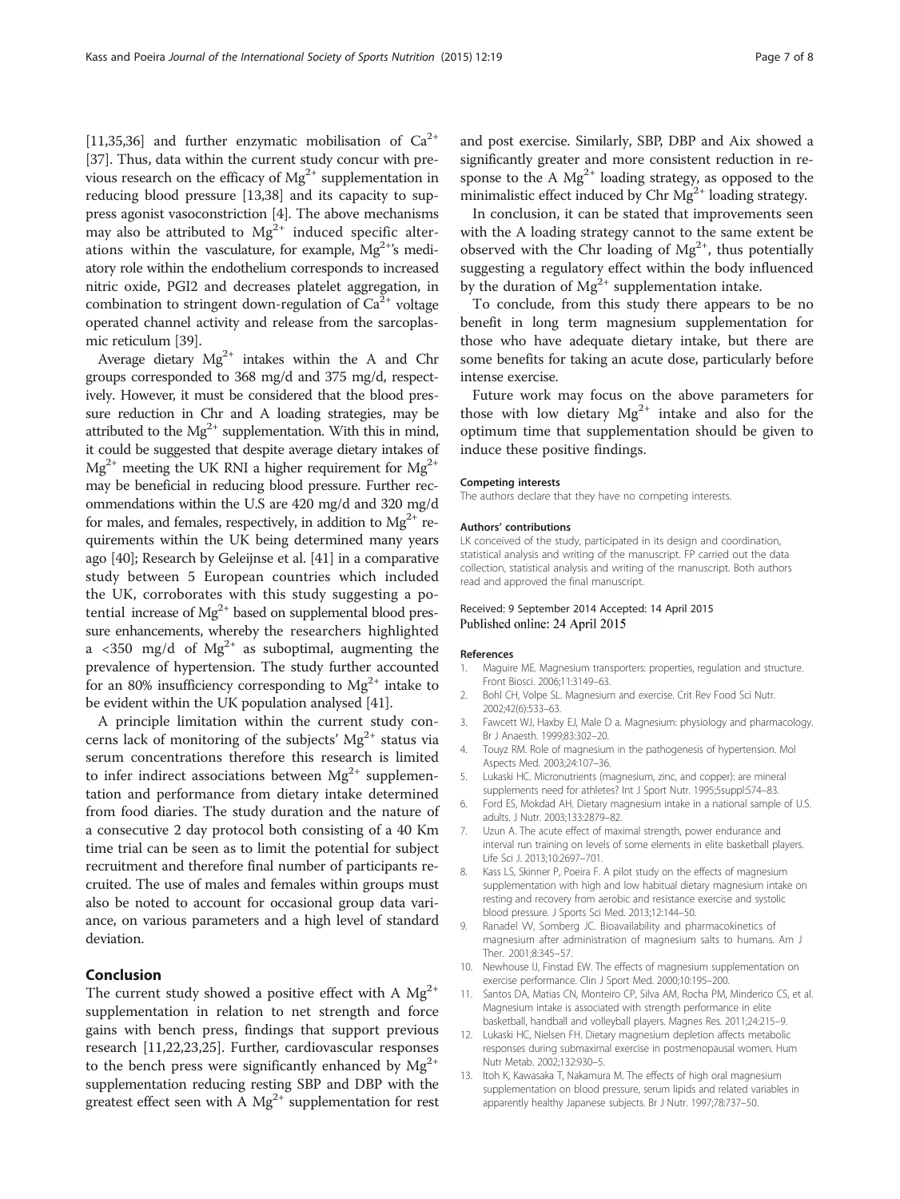[11,35,36] and further enzymatic mobilisation of $Ca^{2+}$ [37]. Thus, data within the current study concur with previous research on the efficacy of $Mg^{2+}$ supplementation in reducing blood pressure [13,38] and its capacity to suppress agonist vasoconstriction [4]. The above mechanisms may also be attributed to $Mg^{2+}$ induced specific alterations within the vasculature, for example, $Mg^{2+}$'s mediatory role within the endothelium corresponds to increased nitric oxide, PGI2 and decreases platelet aggregation, in combination to stringent down-regulation of $Ca^{2+}$ voltage operated channel activity and release from the sarcoplasmic reticulum [39].

Average dietary $Mg^{2+}$ intakes within the A and Chr groups corresponded to 368 mg/d and 375 mg/d, respectively. However, it must be considered that the blood pressure reduction in Chr and A loading strategies, may be attributed to the $Mg^{2+}$ supplementation. With this in mind, it could be suggested that despite average dietary intakes of $Mg^{2+}$ meeting the UK RNI a higher requirement for $Mg^{2+}$ may be beneficial in reducing blood pressure. Further recommendations within the U.S are 420 mg/d and 320 mg/d for males, and females, respectively, in addition to $Mg^{2+}$ requirements within the UK being determined many years ago [40]; Research by Geleijnse et al. [41] in a comparative study between 5 European countries which included the UK, corroborates with this study suggesting a potential increase of $Mg^{2+}$ based on supplemental blood pressure enhancements, whereby the researchers highlighted a <350 mg/d of $Mg^{2+}$ as suboptimal, augmenting the prevalence of hypertension. The study further accounted for an 80% insufficiency corresponding to $Mg^{2+}$ intake to be evident within the UK population analysed [41].

A principle limitation within the current study concerns lack of monitoring of the subjects' $Mg^{2+}$ status via serum concentrations therefore this research is limited to infer indirect associations between $Mg^{2+}$ supplementation and performance from dietary intake determined from food diaries. The study duration and the nature of a consecutive 2 day protocol both consisting of a 40 Km time trial can be seen as to limit the potential for subject recruitment and therefore final number of participants recruited. The use of males and females within groups must also be noted to account for occasional group data variance, on various parameters and a high level of standard deviation.

## Conclusion

The current study showed a positive effect with A $Mg^{2+}$ supplementation in relation to net strength and force gains with bench press, findings that support previous research [11,22,23,25]. Further, cardiovascular responses to the bench press were significantly enhanced by $Mg^{2+}$ supplementation reducing resting SBP and DBP with the greatest effect seen with A $Mg^{2+}$ supplementation for rest and post exercise. Similarly, SBP, DBP and Aix showed a significantly greater and more consistent reduction in response to the A $Mg^{2+}$ loading strategy, as opposed to the minimalistic effect induced by Chr $Mg^{2+}$ loading strategy.

In conclusion, it can be stated that improvements seen with the A loading strategy cannot to the same extent be observed with the Chr loading of $Mg^{2+}$, thus potentially suggesting a regulatory effect within the body influenced by the duration of $Mg^{2+}$ supplementation intake.

To conclude, from this study there appears to be no benefit in long term magnesium supplementation for those who have adequate dietary intake, but there are some benefits for taking an acute dose, particularly before intense exercise.

Future work may focus on the above parameters for those with low dietary $Mg^{2+}$ intake and also for the optimum time that supplementation should be given to induce these positive findings.

#### Competing interests

The authors declare that they have no competing interests.

#### Authors' contributions

LK conceived of the study, participated in its design and coordination, statistical analysis and writing of the manuscript. FP carried out the data collection, statistical analysis and writing of the manuscript. Both authors read and approved the final manuscript.

Received: 9 September 2014 Accepted: 14 April 2015
Published online: 24 April 2015

#### References

1. Maguire ME. Magnesium transporters: properties, regulation and structure. Front Biosci. 2006;11:3149–63.
2. Bohl CH, Volpe SL. Magnesium and exercise. Crit Rev Food Sci Nutr. 2002;42(6):533–63.
3. Fawcett WJ, Haxby EJ, Male D a. Magnesium: physiology and pharmacology. Br J Anaesth. 1999;83:302–20.
4. Touyz RM. Role of magnesium in the pathogenesis of hypertension. Mol Aspects Med. 2003;24:107–36.
5. Lukaski HC. Micronutrients (magnesium, zinc, and copper): are mineral supplements need for athletes? Int J Sport Nutr. 1995;5suppl:S74–83.
6. Ford ES, Mokdad AH. Dietary magnesium intake in a national sample of U.S. adults. J Nutr. 2003;133:2879–82.
7. Uzun A. The acute effect of maximal strength, power endurance and interval run training on levels of some elements in elite basketball players. Life Sci J. 2013;10:2697–701.
8. Kass LS, Skinner P, Poeira F. A pilot study on the effects of magnesium supplementation with high and low habitual dietary magnesium intake on resting and recovery from aerobic and resistance exercise and systolic blood pressure. J Sports Sci Med. 2013;12:144–50.
9. Ranadel VV, Somberg JC. Bioavailability and pharmacokinetics of magnesium after administration of magnesium salts to humans. Am J Ther. 2001;8:345–57.
10. Newhouse IJ, Finstad EW. The effects of magnesium supplementation on exercise performance. Clin J Sport Med. 2000;10:195–200.
11. Santos DA, Matias CN, Monteiro CP, Silva AM, Rocha PM, Minderico CS, et al. Magnesium intake is associated with strength performance in elite basketball, handball and volleyball players. Magnes Res. 2011;24:215–9.
12. Lukaski HC, Nielsen FH. Dietary magnesium depletion affects metabolic responses during submaximal exercise in postmenopausal women. Hum Nutr Metab. 2002;132:930–5.
13. Itoh K, Kawasaka T, Nakamura M. The effects of high oral magnesium supplementation on blood pressure, serum lipids and related variables in apparently healthy Japanese subjects. Br J Nutr. 1997;78:737–50.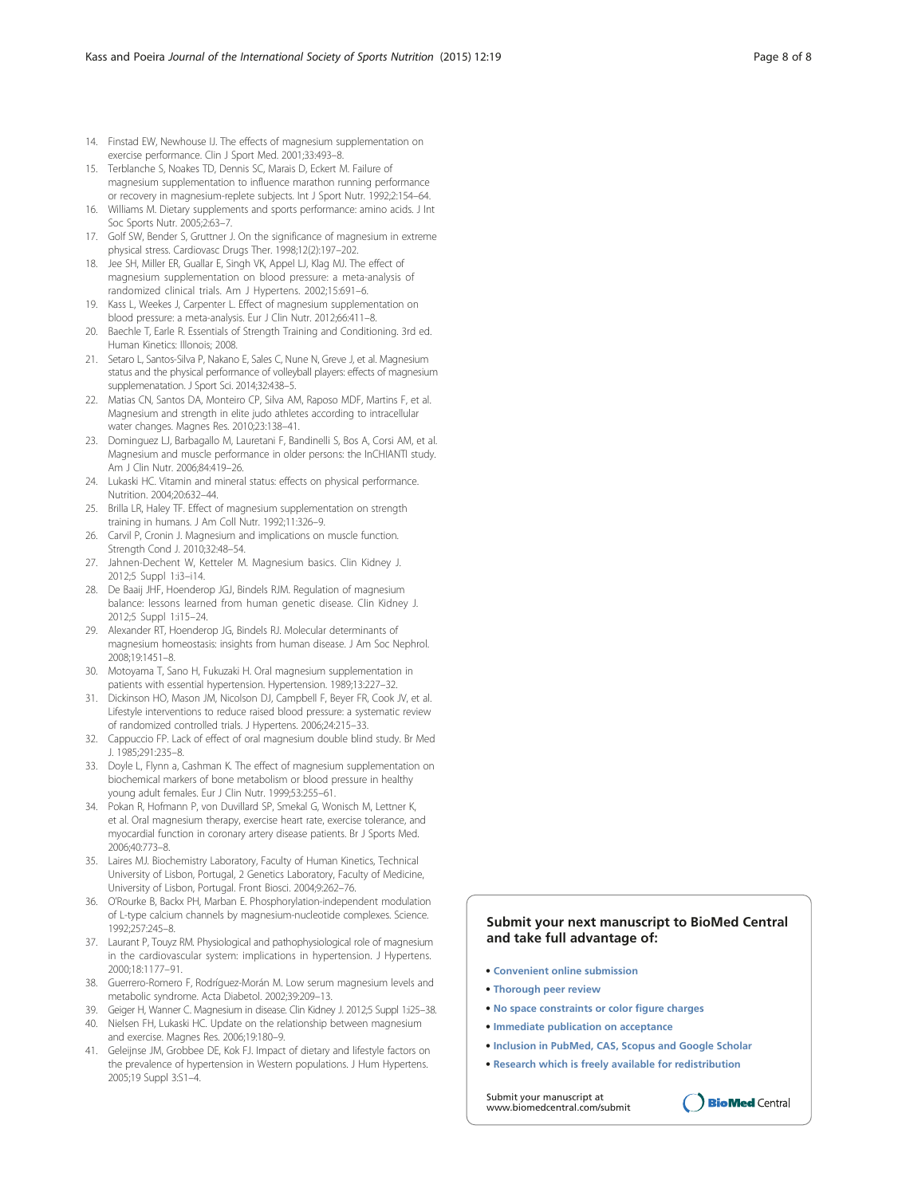14. Finstad EW, Newhouse IJ. The effects of magnesium supplementation on exercise performance. Clin J Sport Med. 2001;33:493–8.
15. Terblanche S, Noakes TD, Dennis SC, Marais D, Eckert M. Failure of magnesium supplementation to influence marathon running performance or recovery in magnesium-replete subjects. Int J Sport Nutr. 1992;2:154–64.
16. Williams M. Dietary supplements and sports performance: amino acids. J Int Soc Sports Nutr. 2005;2:63–7.
17. Golf SW, Bender S, Gruttner J. On the significance of magnesium in extreme physical stress. Cardiovasc Drugs Ther. 1998;12(2):197–202.
18. Jee SH, Miller ER, Guallar E, Singh VK, Appel LJ, Klag MJ. The effect of magnesium supplementation on blood pressure: a meta-analysis of randomized clinical trials. Am J Hypertens. 2002;15:691–6.
19. Kass L, Weekes J, Carpenter L. Effect of magnesium supplementation on blood pressure: a meta-analysis. Eur J Clin Nutr. 2012;66:411–8.
20. Baechle T, Earle R. Essentials of Strength Training and Conditioning. 3rd ed. Human Kinetics: Illonois; 2008.
21. Setaro L, Santos-Silva P, Nakano E, Sales C, Nune N, Greve J, et al. Magnesium status and the physical performance of volleyball players: effects of magnesium supplemenatation. J Sport Sci. 2014;32:438–5.
22. Matias CN, Santos DA, Monteiro CP, Silva AM, Raposo MDF, Martins F, et al. Magnesium and strength in elite judo athletes according to intracellular water changes. Magnes Res. 2010;23:138–41.
23. Dominguez LJ, Barbagallo M, Lauretani F, Bandinelli S, Bos A, Corsi AM, et al. Magnesium and muscle performance in older persons: the InCHIANTI study. Am J Clin Nutr. 2006;84:419–26.
24. Lukaski HC. Vitamin and mineral status: effects on physical performance. Nutrition. 2004;20:632–44.
25. Brilla LR, Haley TF. Effect of magnesium supplementation on strength training in humans. J Am Coll Nutr. 1992;11:326–9.
26. Carvil P, Cronin J. Magnesium and implications on muscle function. Strength Cond J. 2010;32:48–54.
27. Jahnen-Dechent W, Ketteler M. Magnesium basics. Clin Kidney J. 2012;5 Suppl 1:i3–i14.
28. De Baaij JHF, Hoenderop JGJ, Bindels RJM. Regulation of magnesium balance: lessons learned from human genetic disease. Clin Kidney J. 2012;5 Suppl 1:i15–24.
29. Alexander RT, Hoenderop JG, Bindels RJ. Molecular determinants of magnesium homeostasis: insights from human disease. J Am Soc Nephrol. 2008;19:1451–8.
30. Motoyama T, Sano H, Fukuzaki H. Oral magnesium supplementation in patients with essential hypertension. Hypertension. 1989;13:227–32.
31. Dickinson HO, Mason JM, Nicolson DJ, Campbell F, Beyer FR, Cook JV, et al. Lifestyle interventions to reduce raised blood pressure: a systematic review of randomized controlled trials. J Hypertens. 2006;24:215–33.
32. Cappuccio FP. Lack of effect of oral magnesium double blind study. Br Med J. 1985;291:235–8.
33. Doyle L, Flynn a, Cashman K. The effect of magnesium supplementation on biochemical markers of bone metabolism or blood pressure in healthy young adult females. Eur J Clin Nutr. 1999;53:255–61.
34. Pokan R, Hofmann P, von Duvillard SP, Smekal G, Wonisch M, Lettner K, et al. Oral magnesium therapy, exercise heart rate, exercise tolerance, and myocardial function in coronary artery disease patients. Br J Sports Med. 2006;40:773–8.
35. Laires MJ. Biochemistry Laboratory, Faculty of Human Kinetics, Technical University of Lisbon, Portugal, 2 Genetics Laboratory, Faculty of Medicine, University of Lisbon, Portugal. Front Biosci. 2004;9:262–76.
36. O'Rourke B, Backx PH, Marban E. Phosphorylation-independent modulation of L-type calcium channels by magnesium-nucleotide complexes. Science. 1992;257:245–8.
37. Laurant P, Touyz RM. Physiological and pathophysiological role of magnesium in the cardiovascular system: implications in hypertension. J Hypertens. 2000;18:1177–91.
38. Guerrero-Romero F, Rodríguez-Morán M. Low serum magnesium levels and metabolic syndrome. Acta Diabetol. 2002;39:209–13.
39. Geiger H, Wanner C. Magnesium in disease. Clin Kidney J. 2012;5 Suppl 1:i25–38.
40. Nielsen FH, Lukaski HC. Update on the relationship between magnesium and exercise. Magnes Res. 2006;19:180–9.
41. Geleijnse JM, Grobbee DE, Kok FJ. Impact of dietary and lifestyle factors on the prevalence of hypertension in Western populations. J Hum Hypertens. 2005;19 Suppl 3:S1–4.

**Submit your next manuscript to BioMed Central and take full advantage of:**

- **Convenient online submission**
- **Thorough peer review**
- **No space constraints or color figure charges**
- **Immediate publication on acceptance**
- **Inclusion in PubMed, CAS, Scopus and Google Scholar**
- **Research which is freely available for redistribution**

Submit your manuscript at www.biomedcentral.com/submit

BioMed Central